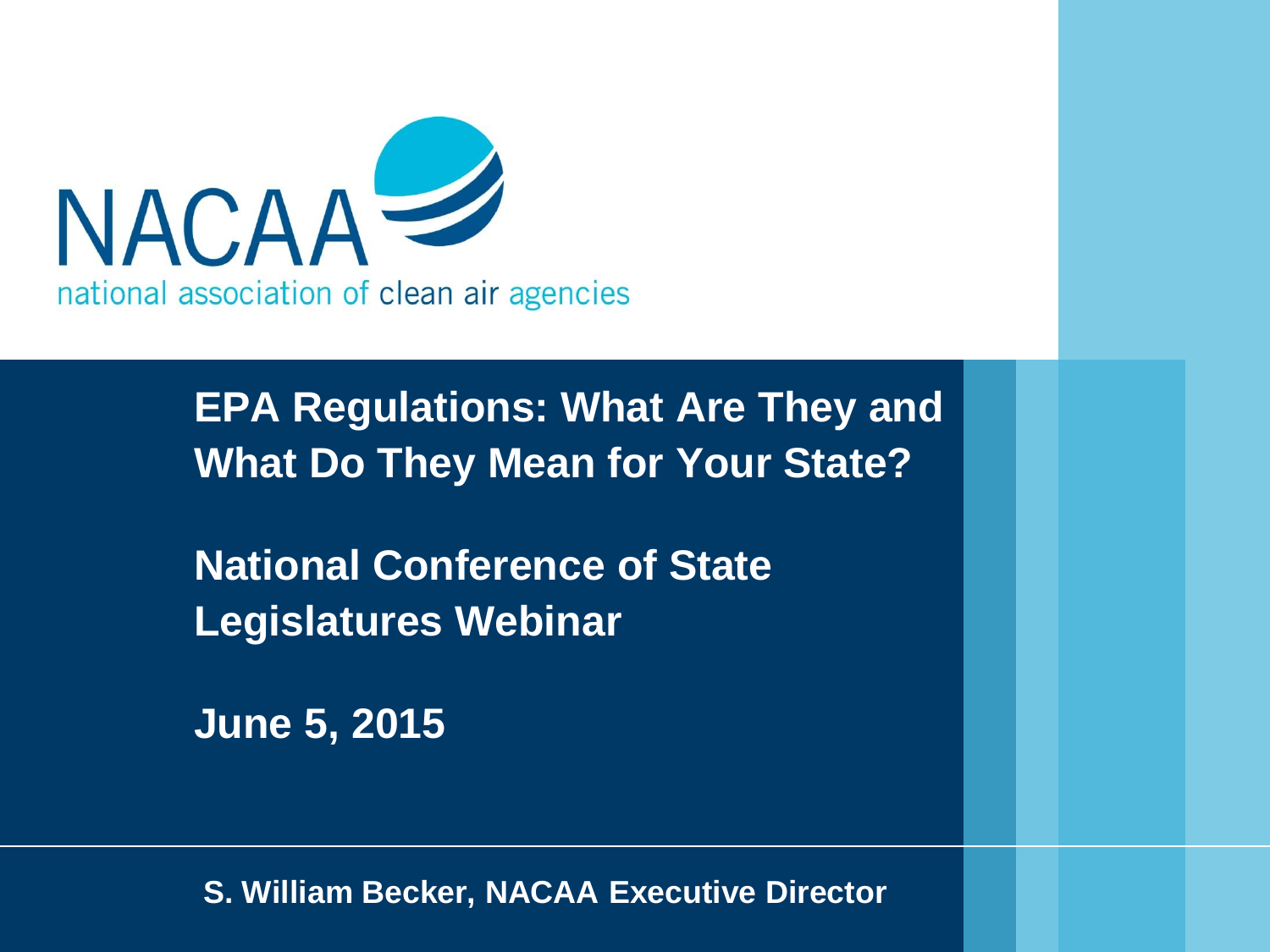NACAA

national association of clean air agencies

# EPA Regulations: What Are They and What Do They Mean for Your State?

## National Conference of State Legislatures Webinar

## June 5, 2015

**S. William Becker, NACAA Executive Director**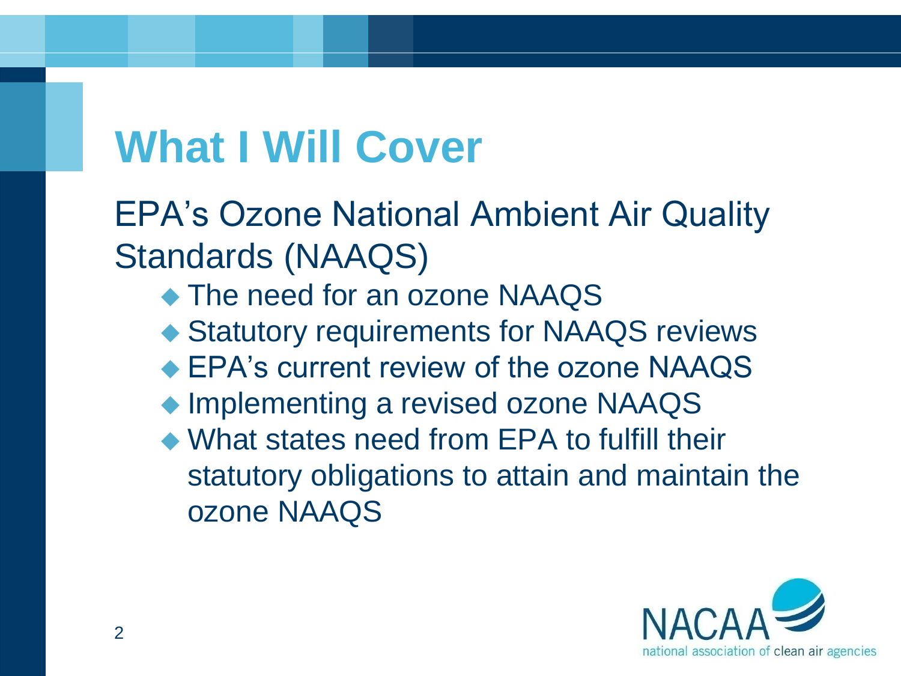# What I Will Cover

EPA's Ozone National Ambient Air Quality Standards (NAAQS)

- The need for an ozone NAAQS
- Statutory requirements for NAAQS reviews
- EPA's current review of the ozone NAAQS
- Implementing a revised ozone NAAQS
- What states need from EPA to fulfill their statutory obligations to attain and maintain the ozone NAAQS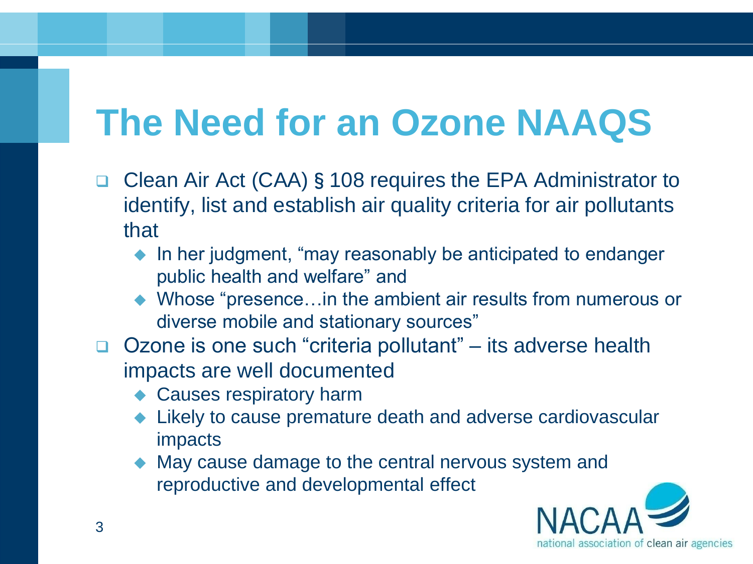# The Need for an Ozone NAAQS

- Clean Air Act (CAA) § 108 requires the EPA Administrator to identify, list and establish air quality criteria for air pollutants that
  - In her judgment, "may reasonably be anticipated to endanger public health and welfare" and
  - Whose "presence…in the ambient air results from numerous or diverse mobile and stationary sources"
- Ozone is one such "criteria pollutant" – its adverse health impacts are well documented
  - Causes respiratory harm
  - Likely to cause premature death and adverse cardiovascular impacts
  - May cause damage to the central nervous system and reproductive and developmental effect

NACAA national association of clean air agencies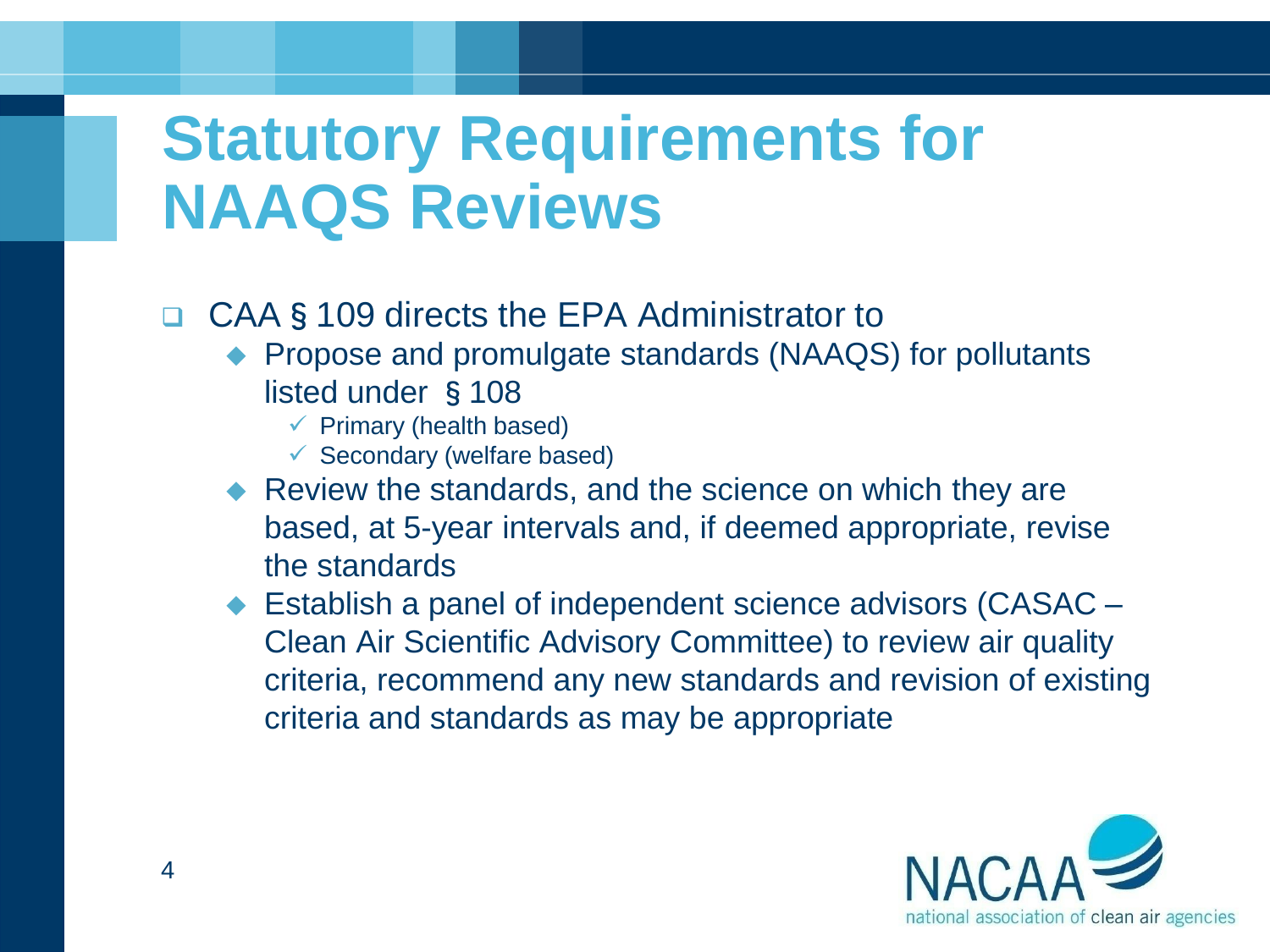# Statutory Requirements for NAAQS Reviews

- CAA § 109 directs the EPA Administrator to
  - Propose and promulgate standards (NAAQS) for pollutants listed under § 108
    - ✓ Primary (health based)
    - ✓ Secondary (welfare based)
  - Review the standards, and the science on which they are based, at 5-year intervals and, if deemed appropriate, revise the standards
  - Establish a panel of independent science advisors (CASAC – Clean Air Scientific Advisory Committee) to review air quality criteria, recommend any new standards and revision of existing criteria and standards as may be appropriate

NACAA national association of clean air agencies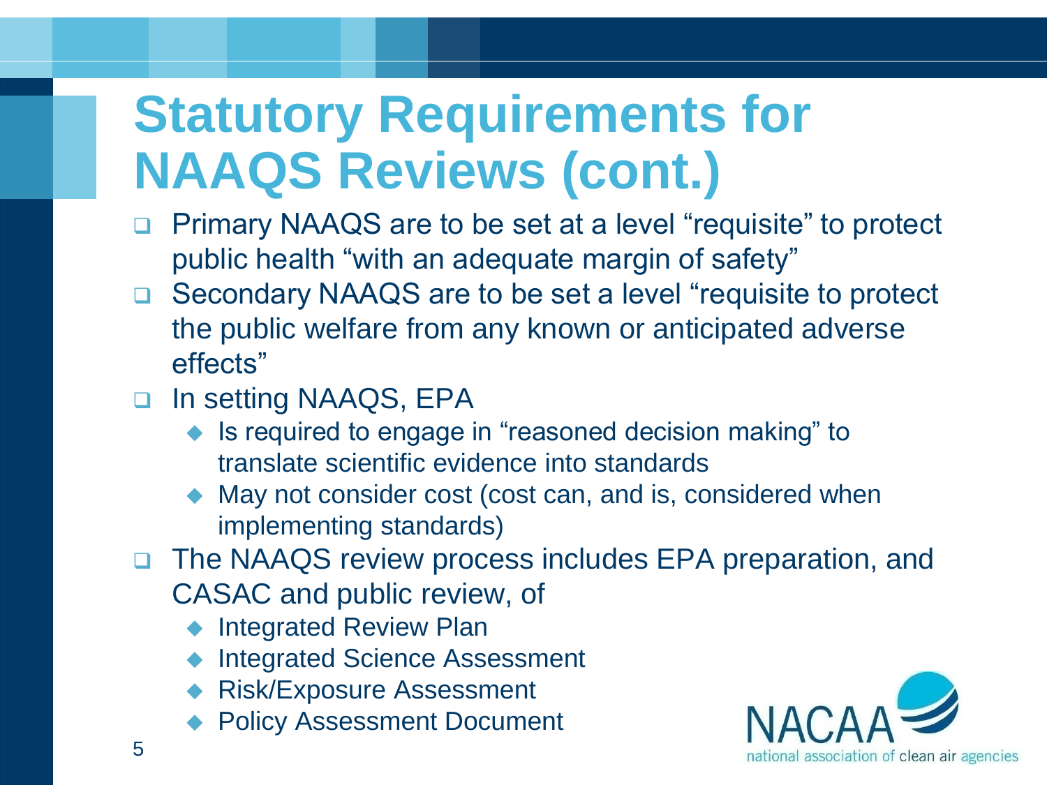# Statutory Requirements for NAAQS Reviews (cont.)

- Primary NAAQS are to be set at a level "requisite" to protect public health "with an adequate margin of safety"
- Secondary NAAQS are to be set a level "requisite to protect the public welfare from any known or anticipated adverse effects"
- In setting NAAQS, EPA
  - Is required to engage in "reasoned decision making" to translate scientific evidence into standards
  - May not consider cost (cost can, and is, considered when implementing standards)
- The NAAQS review process includes EPA preparation, and CASAC and public review, of
  - Integrated Review Plan
  - Integrated Science Assessment
  - Risk/Exposure Assessment
  - Policy Assessment Document

NACAA national association of clean air agencies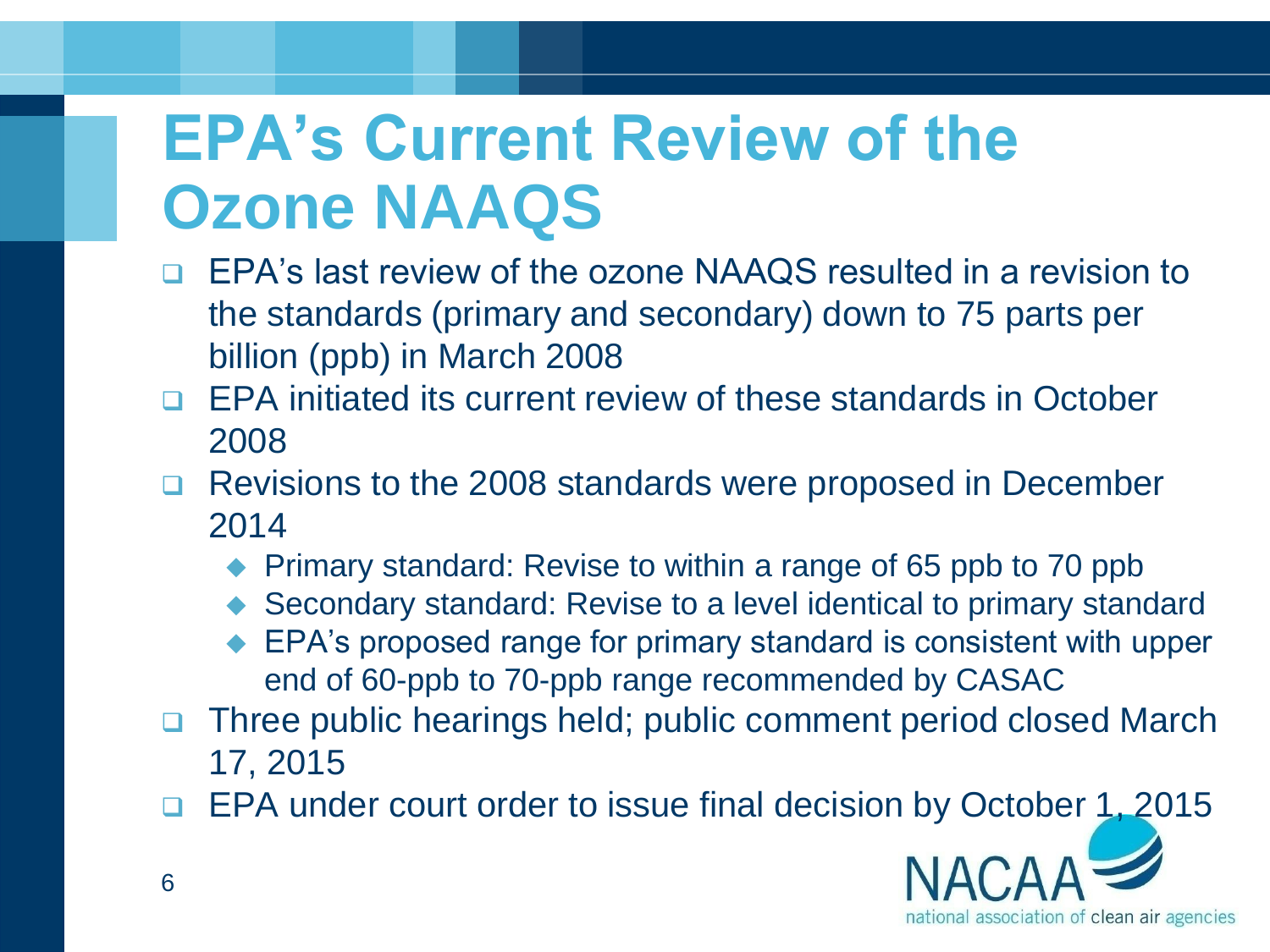# EPA's Current Review of the Ozone NAAQS

- EPA's last review of the ozone NAAQS resulted in a revision to the standards (primary and secondary) down to 75 parts per billion (ppb) in March 2008
- EPA initiated its current review of these standards in October 2008
- Revisions to the 2008 standards were proposed in December 2014
  - Primary standard: Revise to within a range of 65 ppb to 70 ppb
  - Secondary standard: Revise to a level identical to primary standard
  - EPA's proposed range for primary standard is consistent with upper end of 60-ppb to 70-ppb range recommended by CASAC
- Three public hearings held; public comment period closed March 17, 2015
- EPA under court order to issue final decision by October 1, 2015

NACAA national association of clean air agencies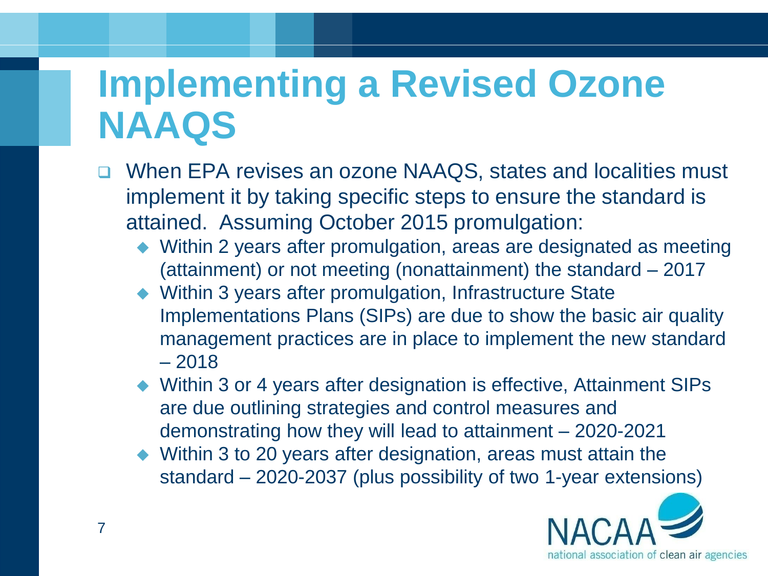# Implementing a Revised Ozone NAAQS

- When EPA revises an ozone NAAQS, states and localities must implement it by taking specific steps to ensure the standard is attained. Assuming October 2015 promulgation:
  - Within 2 years after promulgation, areas are designated as meeting (attainment) or not meeting (nonattainment) the standard – 2017
  - Within 3 years after promulgation, Infrastructure State Implementations Plans (SIPs) are due to show the basic air quality management practices are in place to implement the new standard – 2018
  - Within 3 or 4 years after designation is effective, Attainment SIPs are due outlining strategies and control measures and demonstrating how they will lead to attainment – 2020-2021
  - Within 3 to 20 years after designation, areas must attain the standard – 2020-2037 (plus possibility of two 1-year extensions)

NACAA national association of clean air agencies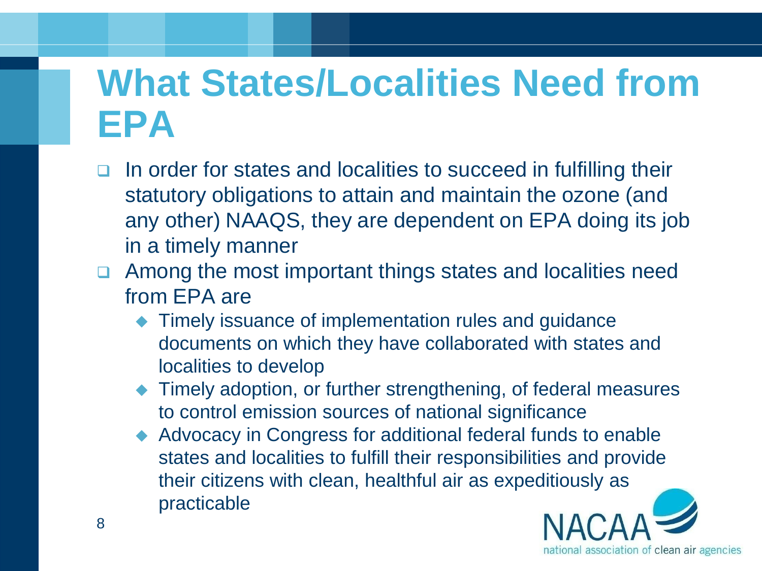# What States/Localities Need from EPA

- In order for states and localities to succeed in fulfilling their statutory obligations to attain and maintain the ozone (and any other) NAAQS, they are dependent on EPA doing its job in a timely manner
- Among the most important things states and localities need from EPA are
  - Timely issuance of implementation rules and guidance documents on which they have collaborated with states and localities to develop
  - Timely adoption, or further strengthening, of federal measures to control emission sources of national significance
  - Advocacy in Congress for additional federal funds to enable states and localities to fulfill their responsibilities and provide their citizens with clean, healthful air as expeditiously as practicable

NACAA national association of clean air agencies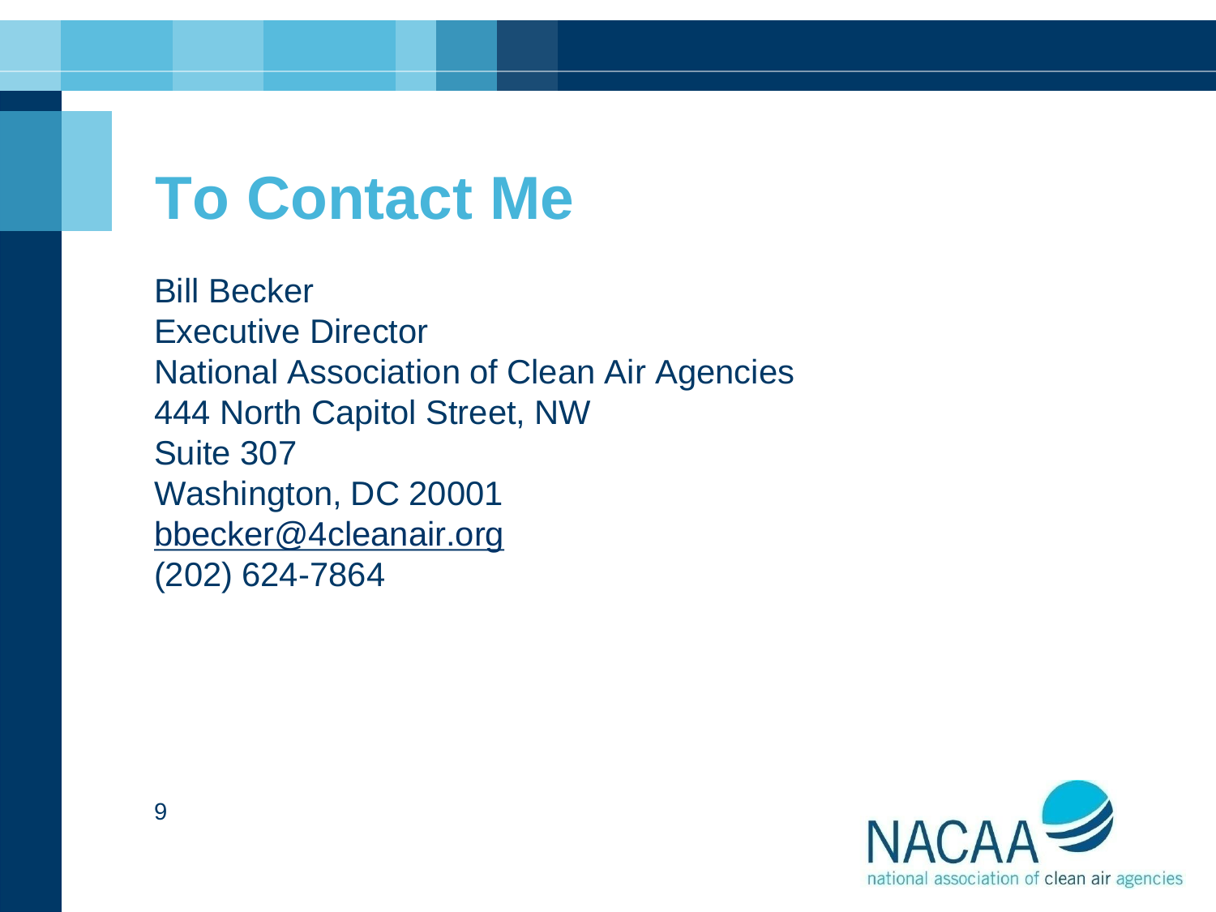# To Contact Me

Bill Becker
Executive Director
National Association of Clean Air Agencies
444 North Capitol Street, NW
Suite 307
Washington, DC 20001
bbecker@4cleanair.org
(202) 624-7864

NACAA
national association of clean air agencies